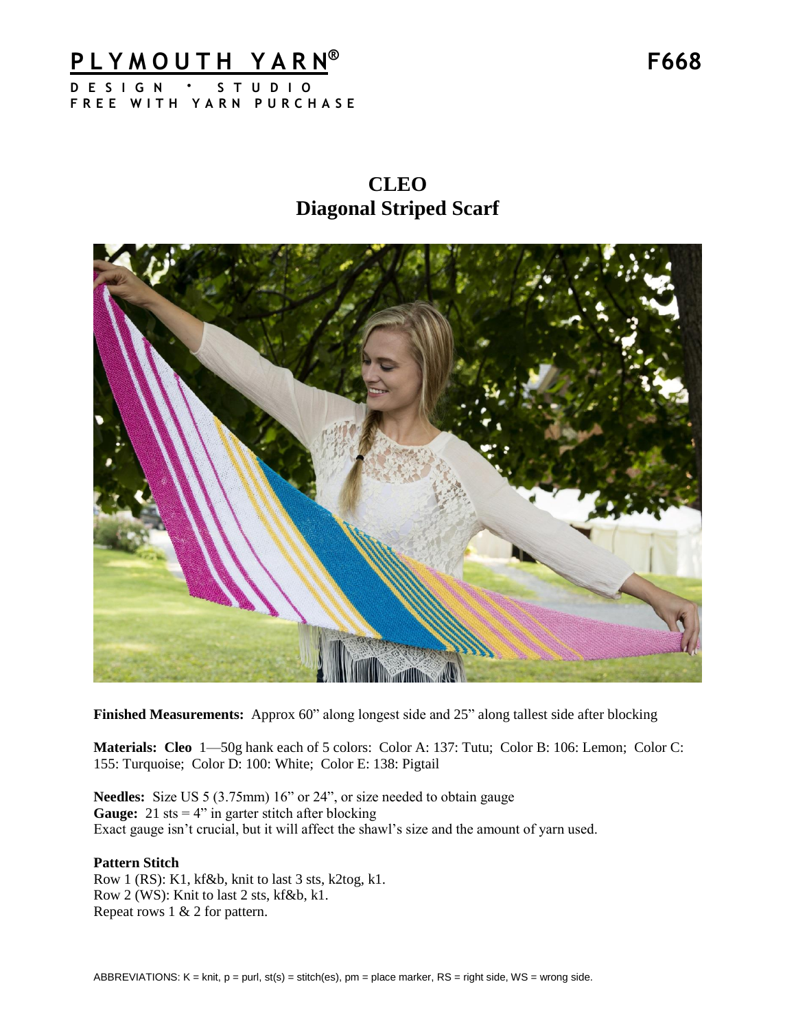# PLYMOUTH YARN®

**F668**

DESIGN • STUDIO
FREE WITH YARN PURCHASE

## CLEO
## Diagonal Striped Scarf

**Finished Measurements:** Approx 60" along longest side and 25" along tallest side after blocking

**Materials: Cleo** 1—50g hank each of 5 colors: Color A: 137: Tutu; Color B: 106: Lemon; Color C: 155: Turquoise; Color D: 100: White; Color E: 138: Pigtail

**Needles:** Size US 5 (3.75mm) 16" or 24", or size needed to obtain gauge
**Gauge:** 21 sts = 4" in garter stitch after blocking
Exact gauge isn't crucial, but it will affect the shawl's size and the amount of yarn used.

**Pattern Stitch**
Row 1 (RS): K1, kf&b, knit to last 3 sts, k2tog, k1.
Row 2 (WS): Knit to last 2 sts, kf&b, k1.
Repeat rows 1 & 2 for pattern.

ABBREVIATIONS: K = knit, p = purl, st(s) = stitch(es), pm = place marker, RS = right side, WS = wrong side.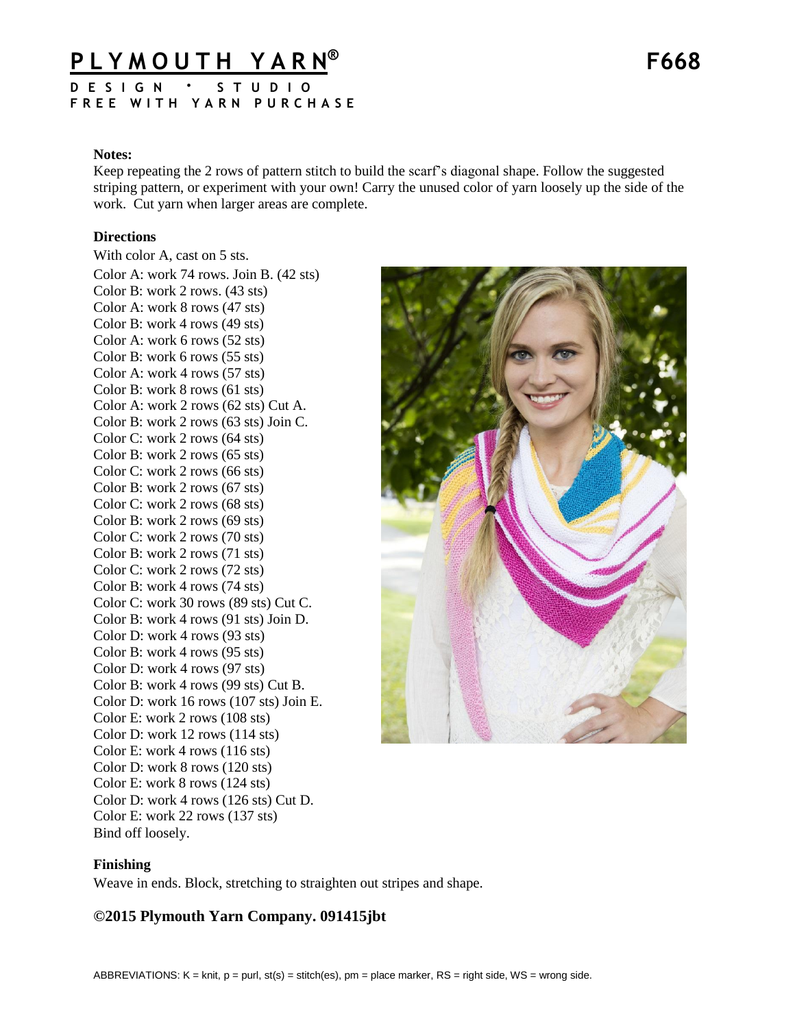# PLYMOUTH YARN® F668

**DESIGN • STUDIO**
**FREE WITH YARN PURCHASE**

**Notes:**
Keep repeating the 2 rows of pattern stitch to build the scarf's diagonal shape. Follow the suggested striping pattern, or experiment with your own! Carry the unused color of yarn loosely up the side of the work. Cut yarn when larger areas are complete.

**Directions**

With color A, cast on 5 sts.
Color A: work 74 rows. Join B. (42 sts)
Color B: work 2 rows. (43 sts)
Color A: work 8 rows (47 sts)
Color B: work 4 rows (49 sts)
Color A: work 6 rows (52 sts)
Color B: work 6 rows (55 sts)
Color A: work 4 rows (57 sts)
Color B: work 8 rows (61 sts)
Color A: work 2 rows (62 sts) Cut A.
Color B: work 2 rows (63 sts) Join C.
Color C: work 2 rows (64 sts)
Color B: work 2 rows (65 sts)
Color C: work 2 rows (66 sts)
Color B: work 2 rows (67 sts)
Color C: work 2 rows (68 sts)
Color B: work 2 rows (69 sts)
Color C: work 2 rows (70 sts)
Color B: work 2 rows (71 sts)
Color C: work 2 rows (72 sts)
Color B: work 4 rows (74 sts)
Color C: work 30 rows (89 sts) Cut C.
Color B: work 4 rows (91 sts) Join D.
Color D: work 4 rows (93 sts)
Color B: work 4 rows (95 sts)
Color D: work 4 rows (97 sts)
Color B: work 4 rows (99 sts) Cut B.
Color D: work 16 rows (107 sts) Join E.
Color E: work 2 rows (108 sts)
Color D: work 12 rows (114 sts)
Color E: work 4 rows (116 sts)
Color D: work 8 rows (120 sts)
Color E: work 8 rows (124 sts)
Color D: work 4 rows (126 sts) Cut D.
Color E: work 22 rows (137 sts)
Bind off loosely.

**Finishing**
Weave in ends. Block, stretching to straighten out stripes and shape.

**©2015 Plymouth Yarn Company. 091415jbt**

ABBREVIATIONS: K = knit, p = purl, st(s) = stitch(es), pm = place marker, RS = right side, WS = wrong side.